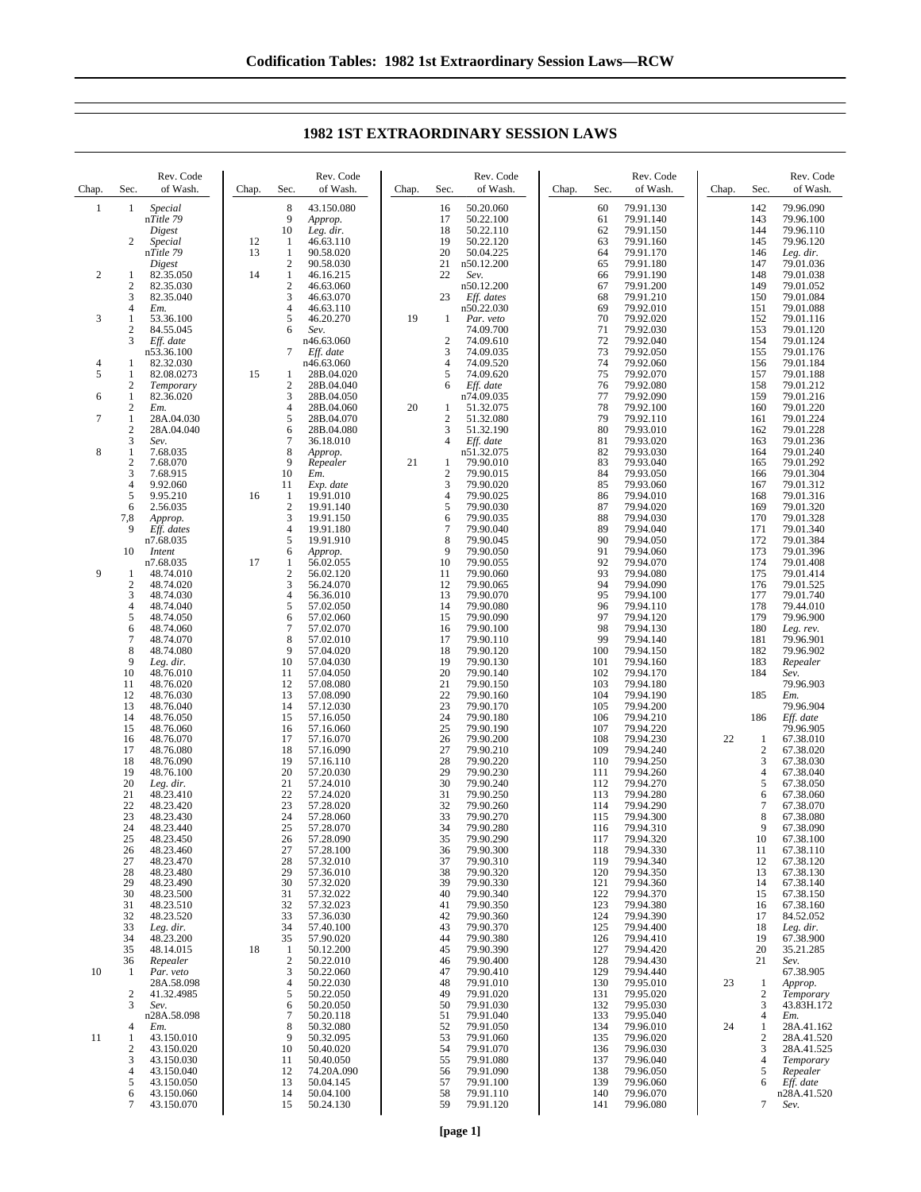# 1982 1ST EXTRAORDINARY SESSION LAWS

| Chap. | Sec. | Rev. Code of Wash. |
|---|---|---|
| 1 | 1 | *Special* n*Title 79* *Digest* |
| | 2 | *Special* n*Title 79* *Digest* |
| 2 | 1 | 82.35.050 |
| | 2 | 82.35.030 |
| | 3 | 82.35.040 |
| | 4 | *Em.* |
| 3 | 1 | 53.36.100 |
| | 2 | 84.55.045 |
| | 3 | *Eff. date* n53.36.100 |
| 4 | 1 | 82.32.030 |
| 5 | 1 | 82.08.0273 |
| | 2 | *Temporary* |
| 6 | 1 | 82.36.020 |
| | 2 | *Em.* |
| 7 | 1 | 28A.04.030 |
| | 2 | 28A.04.040 |
| | 3 | *Sev.* |
| 8 | 1 | 7.68.035 |
| | 2 | 7.68.070 |
| | 3 | 7.68.915 |
| | 4 | 9.92.060 |
| | 5 | 9.95.210 |
| | 6 | 2.56.035 |
| | 7,8 | *Approp.* |
| | 9 | *Eff. dates* n7.68.035 |
| | 10 | *Intent* n7.68.035 |
| 9 | 1 | 48.74.010 |
| | 2 | 48.74.020 |
| | 3 | 48.74.030 |
| | 4 | 48.74.040 |
| | 5 | 48.74.050 |
| | 6 | 48.74.060 |
| | 7 | 48.74.070 |
| | 8 | 48.74.080 |
| | 9 | *Leg. dir.* |
| | 10 | 48.76.010 |
| | 11 | 48.76.020 |
| | 12 | 48.76.030 |
| | 13 | 48.76.040 |
| | 14 | 48.76.050 |
| | 15 | 48.76.060 |
| | 16 | 48.76.070 |
| | 17 | 48.76.080 |
| | 18 | 48.76.090 |
| | 19 | 48.76.100 |
| | 20 | *Leg. dir.* |
| | 21 | 48.23.410 |
| | 22 | 48.23.420 |
| | 23 | 48.23.430 |
| | 24 | 48.23.440 |
| | 25 | 48.23.450 |
| | 26 | 48.23.460 |
| | 27 | 48.23.470 |
| | 28 | 48.23.480 |
| | 29 | 48.23.490 |
| | 30 | 48.23.500 |
| | 31 | 48.23.510 |
| | 32 | 48.23.520 |
| | 33 | *Leg. dir.* |
| | 34 | 48.23.200 |
| | 35 | 48.14.015 |
| | 36 | *Repealer* |
| 10 | 1 | *Par. veto* 28A.58.098 |
| | 2 | 41.32.4985 |
| | 3 | *Sev.* n28A.58.098 |
| | 4 | *Em.* |
| 11 | 1 | 43.150.010 |
| | 2 | 43.150.020 |
| | 3 | 43.150.030 |
| | 4 | 43.150.040 |
| | 5 | 43.150.050 |
| | 6 | 43.150.060 |
| | 7 | 43.150.070 |
| | 8 | 43.150.080 |
| | 9 | *Approp.* |
| | 10 | *Leg. dir.* |
| 12 | 1 | 46.63.110 |
| 13 | 1 | 90.58.020 |
| | 2 | 90.58.030 |
| 14 | 1 | 46.16.215 |
| | 2 | 46.63.060 |
| | 3 | 46.63.070 |
| | 4 | 46.63.110 |
| | 5 | 46.20.270 |
| | 6 | *Sev.* n46.63.060 |
| | 7 | *Eff. date* n46.63.060 |
| 15 | 1 | 28B.04.020 |
| | 2 | 28B.04.040 |
| | 3 | 28B.04.050 |
| | 4 | 28B.04.060 |
| | 5 | 28B.04.070 |
| | 6 | 28B.04.080 |
| | 7 | 36.18.010 |
| | 8 | *Approp.* |
| | 9 | *Repealer* |
| | 10 | *Em.* |
| | 11 | *Exp. date* |
| 16 | 1 | 19.91.010 |
| | 2 | 19.91.140 |
| | 3 | 19.91.150 |
| | 4 | 19.91.180 |
| | 5 | 19.91.910 |
| | 6 | *Approp.* |
| 17 | 1 | 56.02.055 |
| | 2 | 56.02.120 |
| | 3 | 56.24.070 |
| | 4 | 56.36.010 |
| | 5 | 57.02.050 |
| | 6 | 57.02.060 |
| | 7 | 57.02.070 |
| | 8 | 57.02.010 |
| | 9 | 57.04.020 |
| | 10 | 57.04.030 |
| | 11 | 57.04.050 |
| | 12 | 57.08.080 |
| | 13 | 57.08.090 |
| | 14 | 57.12.030 |
| | 15 | 57.16.050 |
| | 16 | 57.16.060 |
| | 17 | 57.16.070 |
| | 18 | 57.16.090 |
| | 19 | 57.16.110 |
| | 20 | 57.20.030 |
| | 21 | 57.24.010 |
| | 22 | 57.24.020 |
| | 23 | 57.28.020 |
| | 24 | 57.28.060 |
| | 25 | 57.28.070 |
| | 26 | 57.28.090 |
| | 27 | 57.28.100 |
| | 28 | 57.32.010 |
| | 29 | 57.36.010 |
| | 30 | 57.32.020 |
| | 31 | 57.32.022 |
| | 32 | 57.32.023 |
| | 33 | 57.36.030 |
| | 34 | 57.40.100 |
| | 35 | 57.90.020 |
| 18 | 1 | 50.12.200 |
| | 2 | 50.22.010 |
| | 3 | 50.22.060 |
| | 4 | 50.22.030 |
| | 5 | 50.22.050 |
| | 6 | 50.20.050 |
| | 7 | 50.20.118 |
| | 8 | 50.32.080 |
| | 9 | 50.32.095 |
| | 10 | 50.40.020 |
| | 11 | 50.40.050 |
| | 12 | 74.20A.090 |
| | 13 | 50.04.145 |
| | 14 | 50.04.100 |
| | 15 | 50.24.130 |
| | 16 | 50.20.060 |
| | 17 | 50.22.100 |
| | 18 | 50.22.110 |
| | 19 | 50.22.120 |
| | 20 | 50.04.225 |
| | 21 | n50.12.200 |
| | 22 | *Sev.* n50.12.200 |
| | 23 | *Eff. dates* n50.22.030 |
| 19 | 1 | *Par. veto* 74.09.700 |
| | 2 | 74.09.610 |
| | 3 | 74.09.035 |
| | 4 | 74.09.520 |
| | 5 | 74.09.620 |
| | 6 | *Eff. date* n74.09.035 |
| 20 | 1 | 51.32.075 |
| | 2 | 51.32.080 |
| | 3 | 51.32.190 |
| | 4 | *Eff. date* n51.32.075 |
| 21 | 1 | 79.90.010 |
| | 2 | 79.90.015 |
| | 3 | 79.90.020 |
| | 4 | 79.90.025 |
| | 5 | 79.90.030 |
| | 6 | 79.90.035 |
| | 7 | 79.90.040 |
| | 8 | 79.90.045 |
| | 9 | 79.90.050 |
| | 10 | 79.90.055 |
| | 11 | 79.90.060 |
| | 12 | 79.90.065 |
| | 13 | 79.90.070 |
| | 14 | 79.90.080 |
| | 15 | 79.90.090 |
| | 16 | 79.90.100 |
| | 17 | 79.90.110 |
| | 18 | 79.90.120 |
| | 19 | 79.90.130 |
| | 20 | 79.90.140 |
| | 21 | 79.90.150 |
| | 22 | 79.90.160 |
| | 23 | 79.90.170 |
| | 24 | 79.90.180 |
| | 25 | 79.90.190 |
| | 26 | 79.90.200 |
| | 27 | 79.90.210 |
| | 28 | 79.90.220 |
| | 29 | 79.90.230 |
| | 30 | 79.90.240 |
| | 31 | 79.90.250 |
| | 32 | 79.90.260 |
| | 33 | 79.90.270 |
| | 34 | 79.90.280 |
| | 35 | 79.90.290 |
| | 36 | 79.90.300 |
| | 37 | 79.90.310 |
| | 38 | 79.90.320 |
| | 39 | 79.90.330 |
| | 40 | 79.90.340 |
| | 41 | 79.90.350 |
| | 42 | 79.90.360 |
| | 43 | 79.90.370 |
| | 44 | 79.90.380 |
| | 45 | 79.90.390 |
| | 46 | 79.90.400 |
| | 47 | 79.90.410 |
| | 48 | 79.91.010 |
| | 49 | 79.91.020 |
| | 50 | 79.91.030 |
| | 51 | 79.91.040 |
| | 52 | 79.91.050 |
| | 53 | 79.91.060 |
| | 54 | 79.91.070 |
| | 55 | 79.91.080 |
| | 56 | 79.91.090 |
| | 57 | 79.91.100 |
| | 58 | 79.91.110 |
| | 59 | 79.91.120 |
| | 60 | 79.91.130 |
| | 61 | 79.91.140 |
| | 62 | 79.91.150 |
| | 63 | 79.91.160 |
| | 64 | 79.91.170 |
| | 65 | 79.91.180 |
| | 66 | 79.91.190 |
| | 67 | 79.91.200 |
| | 68 | 79.91.210 |
| | 69 | 79.92.010 |
| | 70 | 79.92.020 |
| | 71 | 79.92.030 |
| | 72 | 79.92.040 |
| | 73 | 79.92.050 |
| | 74 | 79.92.060 |
| | 75 | 79.92.070 |
| | 76 | 79.92.080 |
| | 77 | 79.92.090 |
| | 78 | 79.92.100 |
| | 79 | 79.92.110 |
| | 80 | 79.93.010 |
| | 81 | 79.93.020 |
| | 82 | 79.93.030 |
| | 83 | 79.93.040 |
| | 84 | 79.93.050 |
| | 85 | 79.93.060 |
| | 86 | 79.94.010 |
| | 87 | 79.94.020 |
| | 88 | 79.94.030 |
| | 89 | 79.94.040 |
| | 90 | 79.94.050 |
| | 91 | 79.94.060 |
| | 92 | 79.94.070 |
| | 93 | 79.94.080 |
| | 94 | 79.94.090 |
| | 95 | 79.94.100 |
| | 96 | 79.94.110 |
| | 97 | 79.94.120 |
| | 98 | 79.94.130 |
| | 99 | 79.94.140 |
| | 100 | 79.94.150 |
| | 101 | 79.94.160 |
| | 102 | 79.94.170 |
| | 103 | 79.94.180 |
| | 104 | 79.94.190 |
| | 105 | 79.94.200 |
| | 106 | 79.94.210 |
| | 107 | 79.94.220 |
| | 108 | 79.94.230 |
| | 109 | 79.94.240 |
| | 110 | 79.94.250 |
| | 111 | 79.94.260 |
| | 112 | 79.94.270 |
| | 113 | 79.94.280 |
| | 114 | 79.94.290 |
| | 115 | 79.94.300 |
| | 116 | 79.94.310 |
| | 117 | 79.94.320 |
| | 118 | 79.94.330 |
| | 119 | 79.94.340 |
| | 120 | 79.94.350 |
| | 121 | 79.94.360 |
| | 122 | 79.94.370 |
| | 123 | 79.94.380 |
| | 124 | 79.94.390 |
| | 125 | 79.94.400 |
| | 126 | 79.94.410 |
| | 127 | 79.94.420 |
| | 128 | 79.94.430 |
| | 129 | 79.94.440 |
| | 130 | 79.95.010 |
| | 131 | 79.95.020 |
| | 132 | 79.95.030 |
| | 133 | 79.95.040 |
| | 134 | 79.96.010 |
| | 135 | 79.96.020 |
| | 136 | 79.96.030 |
| | 137 | 79.96.040 |
| | 138 | 79.96.050 |
| | 139 | 79.96.060 |
| | 140 | 79.96.070 |
| | 141 | 79.96.080 |
| | 142 | 79.96.090 |
| | 143 | 79.96.100 |
| | 144 | 79.96.110 |
| | 145 | 79.96.120 |
| | 146 | *Leg. dir.* |
| | 147 | 79.01.036 |
| | 148 | 79.01.038 |
| | 149 | 79.01.052 |
| | 150 | 79.01.084 |
| | 151 | 79.01.088 |
| | 152 | 79.01.116 |
| | 153 | 79.01.120 |
| | 154 | 79.01.124 |
| | 155 | 79.01.176 |
| | 156 | 79.01.184 |
| | 157 | 79.01.188 |
| | 158 | 79.01.212 |
| | 159 | 79.01.216 |
| | 160 | 79.01.220 |
| | 161 | 79.01.224 |
| | 162 | 79.01.228 |
| | 163 | 79.01.236 |
| | 164 | 79.01.240 |
| | 165 | 79.01.292 |
| | 166 | 79.01.304 |
| | 167 | 79.01.312 |
| | 168 | 79.01.316 |
| | 169 | 79.01.320 |
| | 170 | 79.01.328 |
| | 171 | 79.01.340 |
| | 172 | 79.01.384 |
| | 173 | 79.01.396 |
| | 174 | 79.01.408 |
| | 175 | 79.01.414 |
| | 176 | 79.01.525 |
| | 177 | 79.01.740 |
| | 178 | 79.44.010 |
| | 179 | 79.96.900 |
| | 180 | *Leg. rev.* |
| | 181 | 79.96.901 |
| | 182 | 79.96.902 |
| | 183 | *Repealer* |
| | 184 | *Sev.* 79.96.903 |
| | 185 | *Em.* 79.96.904 |
| | 186 | *Eff. date* 79.96.905 |
| 22 | 1 | 67.38.010 |
| | 2 | 67.38.020 |
| | 3 | 67.38.030 |
| | 4 | 67.38.040 |
| | 5 | 67.38.050 |
| | 6 | 67.38.060 |
| | 7 | 67.38.070 |
| | 8 | 67.38.080 |
| | 9 | 67.38.090 |
| | 10 | 67.38.100 |
| | 11 | 67.38.110 |
| | 12 | 67.38.120 |
| | 13 | 67.38.130 |
| | 14 | 67.38.140 |
| | 15 | 67.38.150 |
| | 16 | 67.38.160 |
| | 17 | 84.52.052 |
| | 18 | *Leg. dir.* |
| | 19 | 67.38.900 |
| | 20 | 35.21.285 |
| | 21 | *Sev.* 67.38.905 |
| 23 | 1 | *Approp.* |
| | 2 | *Temporary* |
| | 3 | 43.83H.172 |
| | 4 | *Em.* |
| 24 | 1 | 28A.41.162 |
| | 2 | 28A.41.520 |
| | 3 | 28A.41.525 |
| | 4 | *Temporary* |
| | 5 | *Repealer* |
| | 6 | *Eff. date* n28A.41.520 |
| | 7 | *Sev.* |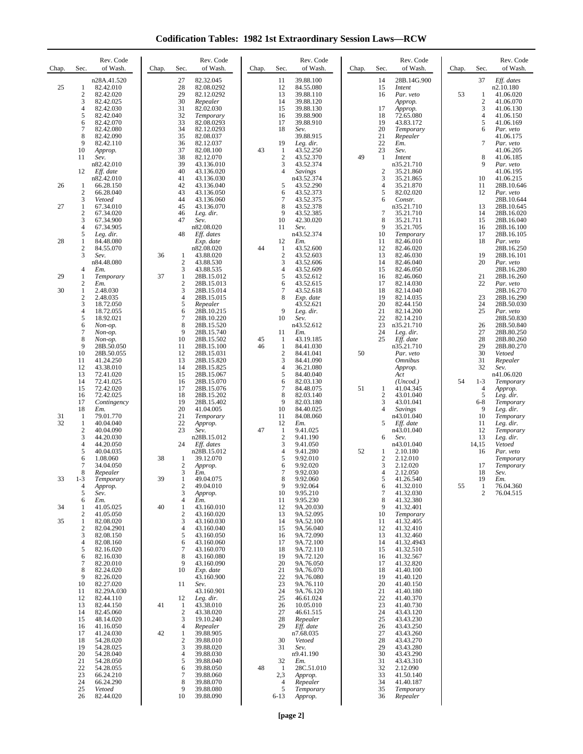# Codification Tables: 1982 1st Extraordinary Session Laws—RCW

| Chap. | Sec. | Rev. Code of Wash. |
|---|---|---|
| | | n28A.41.520 |
| 25 | 1 | 82.42.010 |
| | 2 | 82.42.020 |
| | 3 | 82.42.025 |
| | 4 | 82.42.030 |
| | 5 | 82.42.040 |
| | 6 | 82.42.070 |
| | 7 | 82.42.080 |
| | 8 | 82.42.090 |
| | 9 | 82.42.110 |
| | 10 | *Approp.* |
| | 11 | *Sev.* |
| | | n82.42.010 |
| | 12 | *Eff. date* |
| | | n82.42.010 |
| 26 | 1 | 66.28.150 |
| | 2 | 66.28.040 |
| | 3 | *Vetoed* |
| 27 | 1 | 67.34.010 |
| | 2 | 67.34.020 |
| | 3 | 67.34.900 |
| | 4 | 67.34.905 |
| | 5 | *Leg. dir.* |
| 28 | 1 | 84.48.080 |
| | 2 | 84.55.070 |
| | 3 | *Sev.* |
| | | n84.48.080 |
| | 4 | *Em.* |
| 29 | 1 | *Temporary* |
| | 2 | *Em.* |
| 30 | 1 | 2.48.030 |
| | 2 | 2.48.035 |
| | 3 | 18.72.050 |
| | 4 | 18.72.055 |
| | 5 | 18.92.021 |
| | 6 | *Non-op.* |
| | 7 | *Non-op.* |
| | 8 | *Non-op.* |
| | 9 | 28B.50.050 |
| | 10 | 28B.50.055 |
| | 11 | 41.24.250 |
| | 12 | 43.38.010 |
| | 13 | 72.41.020 |
| | 14 | 72.41.025 |
| | 15 | 72.42.020 |
| | 16 | 72.42.025 |
| | 17 | *Contingency* |
| | 18 | *Em.* |
| 31 | 1 | 79.01.770 |
| 32 | 1 | 40.04.040 |
| | 2 | 40.04.090 |
| | 3 | 44.20.030 |
| | 4 | 44.20.050 |
| | 5 | 40.04.035 |
| | 6 | 1.08.060 |
| | 7 | 34.04.050 |
| | 8 | *Repealer* |
| 33 | 1-3 | *Temporary* |
| | 4 | *Approp.* |
| | 5 | *Sev.* |
| | 6 | *Em.* |
| 34 | 1 | 41.05.025 |
| | 2 | 41.05.050 |
| 35 | 1 | 82.08.020 |
| | 2 | 82.04.2901 |
| | 3 | 82.08.150 |
| | 4 | 82.08.160 |
| | 5 | 82.16.020 |
| | 6 | 82.16.030 |
| | 7 | 82.20.010 |
| | 8 | 82.24.020 |
| | 9 | 82.26.020 |
| | 10 | 82.27.020 |
| | 11 | 82.29A.030 |
| | 12 | 82.44.110 |
| | 13 | 82.44.150 |
| | 14 | 82.45.060 |
| | 15 | 48.14.020 |
| | 16 | 41.16.050 |
| | 17 | 41.24.030 |
| | 18 | 54.28.020 |
| | 19 | 54.28.025 |
| | 20 | 54.28.040 |
| | 21 | 54.28.050 |
| | 22 | 54.28.055 |
| | 23 | 66.24.210 |
| | 24 | 66.24.290 |
| | 25 | *Vetoed* |
| | 26 | 82.44.020 |
| | 27 | 82.32.045 |
| | 28 | 82.08.0292 |
| | 29 | 82.12.0292 |
| | 30 | *Repealer* |
| | 31 | 82.02.030 |
| | 32 | *Temporary* |
| | 33 | 82.08.0293 |
| | 34 | 82.12.0293 |
| | 35 | 82.08.037 |
| | 36 | 82.12.037 |
| | 37 | 82.08.100 |
| | 38 | 82.12.070 |
| | 39 | 43.136.010 |
| | 40 | 43.136.020 |
| | 41 | 43.136.030 |
| | 42 | 43.136.040 |
| | 43 | 43.136.050 |
| | 44 | 43.136.060 |
| | 45 | 43.136.070 |
| | 46 | *Leg. dir.* |
| | 47 | *Sev.* |
| | | n82.08.020 |
| | 48 | *Eff. dates* |
| | | *Exp. date* |
| | | n82.08.020 |
| 36 | 1 | 43.88.020 |
| | 2 | 43.88.530 |
| | 3 | 43.88.535 |
| 37 | 1 | 28B.15.012 |
| | 2 | 28B.15.013 |
| | 3 | 28B.15.014 |
| | 4 | 28B.15.015 |
| | 5 | *Repealer* |
| | 6 | 28B.10.215 |
| | 7 | 28B.10.220 |
| | 8 | 28B.15.520 |
| | 9 | 28B.15.740 |
| | 10 | 28B.15.502 |
| | 11 | 28B.15.100 |
| | 12 | 28B.15.031 |
| | 13 | 28B.15.820 |
| | 14 | 28B.15.825 |
| | 15 | 28B.15.067 |
| | 16 | 28B.15.070 |
| | 17 | 28B.15.076 |
| | 18 | 28B.15.202 |
| | 19 | 28B.15.402 |
| | 20 | 41.04.005 |
| | 21 | *Temporary* |
| | 22 | *Approp.* |
| | 23 | *Sev.* |
| | | n28B.15.012 |
| | 24 | *Eff. dates* |
| | | n28B.15.012 |
| 38 | 1 | 39.12.070 |
| | 2 | *Approp.* |
| | 3 | *Em.* |
| 39 | 1 | 49.04.075 |
| | 2 | 49.04.010 |
| | 3 | *Approp.* |
| | 4 | *Em.* |
| 40 | 1 | 43.160.010 |
| | 2 | 43.160.020 |
| | 3 | 43.160.030 |
| | 4 | 43.160.040 |
| | 5 | 43.160.050 |
| | 6 | 43.160.060 |
| | 7 | 43.160.070 |
| | 8 | 43.160.080 |
| | 9 | 43.160.090 |
| | 10 | *Exp. date* |
| | | 43.160.900 |
| | 11 | *Sev.* |
| | | 43.160.901 |
| | 12 | *Leg. dir.* |
| 41 | 1 | 43.38.010 |
| | 2 | 43.38.020 |
| | 3 | 19.10.240 |
| | 4 | *Repealer* |
| 42 | 1 | 39.88.905 |
| | 2 | 39.88.010 |
| | 3 | 39.88.020 |
| | 4 | 39.88.030 |
| | 5 | 39.88.040 |
| | 6 | 39.88.050 |
| | 7 | 39.88.060 |
| | 8 | 39.88.070 |
| | 9 | 39.88.080 |
| | 10 | 39.88.090 |
| | 11 | 39.88.100 |
| | 12 | 84.55.080 |
| | 13 | 39.88.110 |
| | 14 | 39.88.120 |
| | 15 | 39.88.130 |
| | 16 | 39.88.900 |
| | 17 | 39.88.910 |
| | 18 | *Sev.* |
| | | 39.88.915 |
| | 19 | *Leg. dir.* |
| 43 | 1 | 43.52.250 |
| | 2 | 43.52.370 |
| | 3 | 43.52.374 |
| | 4 | *Savings* |
| | | n43.52.374 |
| | 5 | 43.52.290 |
| | 6 | 43.52.373 |
| | 7 | 43.52.375 |
| | 8 | 43.52.378 |
| | 9 | 43.52.385 |
| | 10 | 42.30.020 |
| | 11 | *Sev.* |
| | | n43.52.374 |
| | 12 | *Em.* |
| 44 | 1 | 43.52.600 |
| | 2 | 43.52.603 |
| | 3 | 43.52.606 |
| | 4 | 43.52.609 |
| | 5 | 43.52.612 |
| | 6 | 43.52.615 |
| | 7 | 43.52.618 |
| | 8 | *Exp. date* |
| | | 43.52.621 |
| | 9 | *Leg. dir.* |
| | 10 | *Sev.* |
| | | n43.52.612 |
| | 11 | *Em.* |
| 45 | 1 | 43.19.185 |
| 46 | 1 | 84.41.030 |
| | 2 | 84.41.041 |
| | 3 | 84.41.090 |
| | 4 | 36.21.080 |
| | 5 | 84.40.040 |
| | 6 | 82.03.130 |
| | 7 | 84.48.075 |
| | 8 | 82.03.140 |
| | 9 | 82.03.180 |
| | 10 | 84.40.025 |
| | 11 | 84.08.060 |
| | 12 | *Em.* |
| 47 | 1 | 9.41.025 |
| | 2 | 9.41.190 |
| | 3 | 9.41.050 |
| | 4 | 9.41.280 |
| | 5 | 9.92.010 |
| | 6 | 9.92.020 |
| | 7 | 9.92.030 |
| | 8 | 9.92.060 |
| | 9 | 9.92.064 |
| | 10 | 9.95.210 |
| | 11 | 9.95.230 |
| | 12 | 9A.20.030 |
| | 13 | 9A.52.095 |
| | 14 | 9A.52.100 |
| | 15 | 9A.56.040 |
| | 16 | 9A.72.090 |
| | 17 | 9A.72.100 |
| | 18 | 9A.72.110 |
| | 19 | 9A.72.120 |
| | 20 | 9A.76.050 |
| | 21 | 9A.76.070 |
| | 22 | 9A.76.080 |
| | 23 | 9A.76.110 |
| | 24 | 9A.76.120 |
| | 25 | 46.61.024 |
| | 26 | 10.05.010 |
| | 27 | 46.61.515 |
| | 28 | *Repealer* |
| | 29 | *Eff. date* |
| | | n7.68.035 |
| | 30 | *Vetoed* |
| | 31 | *Sev.* |
| | | n9.41.190 |
| | 32 | *Em.* |
| 48 | 1 | 28C.51.010 |
| | 2,3 | *Approp.* |
| | 4 | *Repealer* |
| | 5 | *Temporary* |
| | 6-13 | *Approp.* |
| | 14 | 28B.14G.900 |
| | 15 | *Intent* |
| | 16 | *Par. veto* |
| | | *Approp.* |
| | 17 | *Approp.* |
| | 18 | 72.65.080 |
| | 19 | 43.83.172 |
| | 20 | *Temporary* |
| | 21 | *Repealer* |
| | 22 | *Em.* |
| | 23 | *Sev.* |
| 49 | 1 | *Intent* |
| | | n35.21.710 |
| | 2 | 35.21.860 |
| | 3 | 35.21.865 |
| | 4 | 35.21.870 |
| | 5 | 82.02.020 |
| | 6 | *Constr.* |
| | | n35.21.710 |
| | 7 | 35.21.710 |
| | 8 | 35.21.711 |
| | 9 | 35.21.705 |
| | 10 | *Temporary* |
| | 11 | 82.46.010 |
| | 12 | 82.46.020 |
| | 13 | 82.46.030 |
| | 14 | 82.46.040 |
| | 15 | 82.46.050 |
| | 16 | 82.46.060 |
| | 17 | 82.14.030 |
| | 18 | 82.14.040 |
| | 19 | 82.14.035 |
| | 20 | 82.44.150 |
| | 21 | 82.14.200 |
| | 22 | 82.14.210 |
| | 23 | n35.21.710 |
| | 24 | *Leg. dir.* |
| | 25 | *Eff. date* |
| | | n35.21.710 |
| 50 | | *Par. veto* |
| | | *Omnibus* |
| | | *Approp.* |
| | | *Act* |
| | | *(Uncod.)* |
| 51 | 1 | 41.04.345 |
| | 2 | 43.01.040 |
| | 3 | 43.01.041 |
| | 4 | *Savings* |
| | | n43.01.040 |
| | 5 | *Eff. date* |
| | | n43.01.040 |
| | 6 | *Sev.* |
| | | n43.01.040 |
| 52 | 1 | 2.10.180 |
| | 2 | 2.12.010 |
| | 3 | 2.12.020 |
| | 4 | 2.12.050 |
| | 5 | 41.26.540 |
| | 6 | 41.32.010 |
| | 7 | 41.32.030 |
| | 8 | 41.32.380 |
| | 9 | 41.32.401 |
| | 10 | *Temporary* |
| | 11 | 41.32.405 |
| | 12 | 41.32.410 |
| | 13 | 41.32.460 |
| | 14 | 41.32.4943 |
| | 15 | 41.32.510 |
| | 16 | 41.32.567 |
| | 17 | 41.32.820 |
| | 18 | 41.40.100 |
| | 19 | 41.40.120 |
| | 20 | 41.40.150 |
| | 21 | 41.40.180 |
| | 22 | 41.40.370 |
| | 23 | 41.40.730 |
| | 24 | 43.43.120 |
| | 25 | 43.43.230 |
| | 26 | 43.43.250 |
| | 27 | 43.43.260 |
| | 28 | 43.43.270 |
| | 29 | 43.43.280 |
| | 30 | 43.43.290 |
| | 31 | 43.43.310 |
| | 32 | 2.12.090 |
| | 33 | 41.50.140 |
| | 34 | 41.40.187 |
| | 35 | *Temporary* |
| | 36 | *Repealer* |
| | 37 | *Eff. dates* |
| | | n2.10.180 |
| 53 | 1 | 41.06.020 |
| | 2 | 41.06.070 |
| | 3 | 41.06.130 |
| | 4 | 41.06.150 |
| | 5 | 41.06.169 |
| | 6 | *Par. veto* |
| | | 41.06.175 |
| | 7 | *Par. veto* |
| | | 41.06.205 |
| | 8 | 41.06.185 |
| | 9 | *Par. veto* |
| | | 41.06.195 |
| | 10 | 41.06.215 |
| | 11 | 28B.10.646 |
| | 12 | *Par. veto* |
| | | 28B.10.644 |
| | 13 | 28B.10.645 |
| | 14 | 28B.16.020 |
| | 15 | 28B.16.040 |
| | 16 | 28B.16.100 |
| | 17 | 28B.16.105 |
| | 18 | *Par. veto* |
| | | 28B.16.250 |
| | 19 | 28B.16.101 |
| | 20 | *Par. veto* |
| | | 28B.16.280 |
| | 21 | 28B.16.260 |
| | 22 | *Par. veto* |
| | | 28B.16.270 |
| | 23 | 28B.16.290 |
| | 24 | 28B.50.030 |
| | 25 | *Par. veto* |
| | | 28B.50.830 |
| | 26 | 28B.50.840 |
| | 27 | 28B.80.250 |
| | 28 | 28B.80.260 |
| | 29 | 28B.80.270 |
| | 30 | *Vetoed* |
| | 31 | *Repealer* |
| | 32 | *Sev.* |
| | | n41.06.020 |
| 54 | 1-3 | *Temporary* |
| | 4 | *Approp.* |
| | 5 | *Leg. dir.* |
| | 6-8 | *Temporary* |
| | 9 | *Leg. dir.* |
| | 10 | *Temporary* |
| | 11 | *Leg. dir.* |
| | 12 | *Temporary* |
| | 13 | *Leg. dir.* |
| | 14,15 | *Vetoed* |
| | 16 | *Par. veto* |
| | | *Temporary* |
| | 17 | *Temporary* |
| | 18 | *Sev.* |
| | 19 | *Em.* |
| 55 | 1 | 76.04.360 |
| | 2 | 76.04.515 |